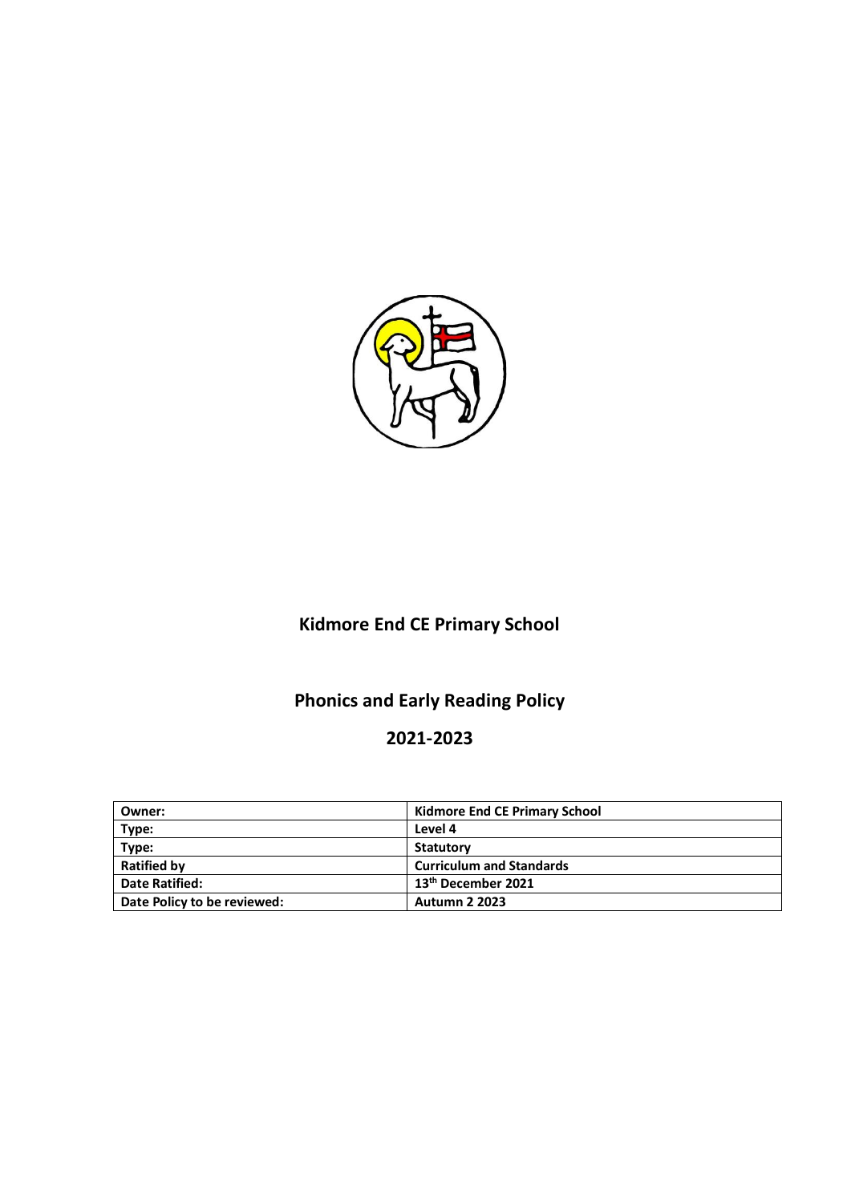# Kidmore End CE Primary School

## Phonics and Early Reading Policy

## 2021-2023

| Owner: | Kidmore End CE Primary School |
|---|---|
| Type: | Level 4 |
| Type: | Statutory |
| Ratified by | Curriculum and Standards |
| Date Ratified: | 13th December 2021 |
| Date Policy to be reviewed: | Autumn 2 2023 |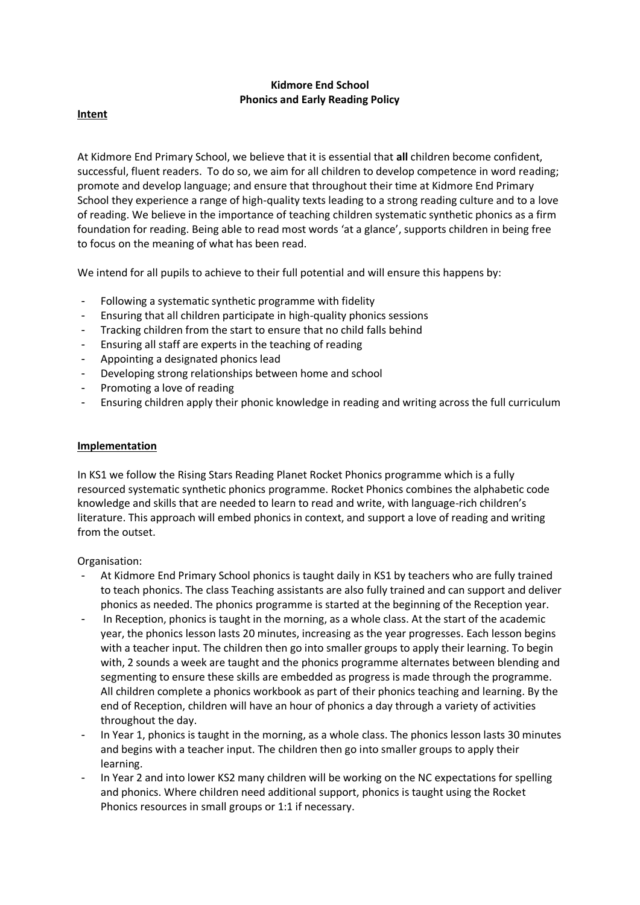**Kidmore End School**
**Phonics and Early Reading Policy**

## Intent

At Kidmore End Primary School, we believe that it is essential that **all** children become confident, successful, fluent readers. To do so, we aim for all children to develop competence in word reading; promote and develop language; and ensure that throughout their time at Kidmore End Primary School they experience a range of high-quality texts leading to a strong reading culture and to a love of reading. We believe in the importance of teaching children systematic synthetic phonics as a firm foundation for reading. Being able to read most words 'at a glance', supports children in being free to focus on the meaning of what has been read.

We intend for all pupils to achieve to their full potential and will ensure this happens by:

- Following a systematic synthetic programme with fidelity
- Ensuring that all children participate in high-quality phonics sessions
- Tracking children from the start to ensure that no child falls behind
- Ensuring all staff are experts in the teaching of reading
- Appointing a designated phonics lead
- Developing strong relationships between home and school
- Promoting a love of reading
- Ensuring children apply their phonic knowledge in reading and writing across the full curriculum

## Implementation

In KS1 we follow the Rising Stars Reading Planet Rocket Phonics programme which is a fully resourced systematic synthetic phonics programme. Rocket Phonics combines the alphabetic code knowledge and skills that are needed to learn to read and write, with language-rich children's literature. This approach will embed phonics in context, and support a love of reading and writing from the outset.

Organisation:

- At Kidmore End Primary School phonics is taught daily in KS1 by teachers who are fully trained to teach phonics. The class Teaching assistants are also fully trained and can support and deliver phonics as needed. The phonics programme is started at the beginning of the Reception year.
- In Reception, phonics is taught in the morning, as a whole class. At the start of the academic year, the phonics lesson lasts 20 minutes, increasing as the year progresses. Each lesson begins with a teacher input. The children then go into smaller groups to apply their learning. To begin with, 2 sounds a week are taught and the phonics programme alternates between blending and segmenting to ensure these skills are embedded as progress is made through the programme. All children complete a phonics workbook as part of their phonics teaching and learning. By the end of Reception, children will have an hour of phonics a day through a variety of activities throughout the day.
- In Year 1, phonics is taught in the morning, as a whole class. The phonics lesson lasts 30 minutes and begins with a teacher input. The children then go into smaller groups to apply their learning.
- In Year 2 and into lower KS2 many children will be working on the NC expectations for spelling and phonics. Where children need additional support, phonics is taught using the Rocket Phonics resources in small groups or 1:1 if necessary.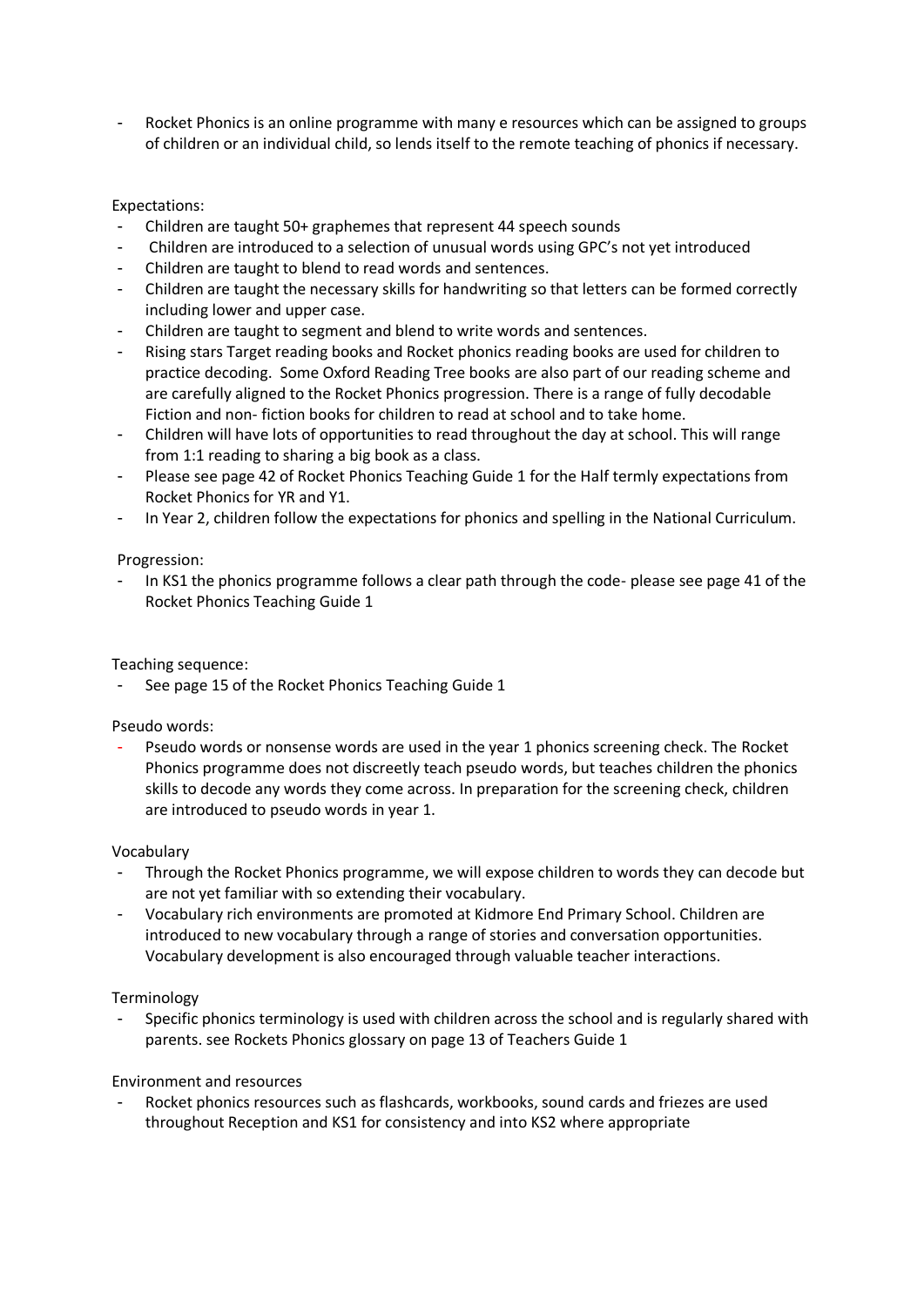- Rocket Phonics is an online programme with many e resources which can be assigned to groups of children or an individual child, so lends itself to the remote teaching of phonics if necessary.

Expectations:

- Children are taught 50+ graphemes that represent 44 speech sounds
- Children are introduced to a selection of unusual words using GPC's not yet introduced
- Children are taught to blend to read words and sentences.
- Children are taught the necessary skills for handwriting so that letters can be formed correctly including lower and upper case.
- Children are taught to segment and blend to write words and sentences.
- Rising stars Target reading books and Rocket phonics reading books are used for children to practice decoding. Some Oxford Reading Tree books are also part of our reading scheme and are carefully aligned to the Rocket Phonics progression. There is a range of fully decodable Fiction and non- fiction books for children to read at school and to take home.
- Children will have lots of opportunities to read throughout the day at school. This will range from 1:1 reading to sharing a big book as a class.
- Please see page 42 of Rocket Phonics Teaching Guide 1 for the Half termly expectations from Rocket Phonics for YR and Y1.
- In Year 2, children follow the expectations for phonics and spelling in the National Curriculum.

Progression:

- In KS1 the phonics programme follows a clear path through the code- please see page 41 of the Rocket Phonics Teaching Guide 1

Teaching sequence:

- See page 15 of the Rocket Phonics Teaching Guide 1

Pseudo words:

- Pseudo words or nonsense words are used in the year 1 phonics screening check. The Rocket Phonics programme does not discreetly teach pseudo words, but teaches children the phonics skills to decode any words they come across. In preparation for the screening check, children are introduced to pseudo words in year 1.

Vocabulary

- Through the Rocket Phonics programme, we will expose children to words they can decode but are not yet familiar with so extending their vocabulary.
- Vocabulary rich environments are promoted at Kidmore End Primary School. Children are introduced to new vocabulary through a range of stories and conversation opportunities. Vocabulary development is also encouraged through valuable teacher interactions.

Terminology

- Specific phonics terminology is used with children across the school and is regularly shared with parents. see Rockets Phonics glossary on page 13 of Teachers Guide 1

Environment and resources

- Rocket phonics resources such as flashcards, workbooks, sound cards and friezes are used throughout Reception and KS1 for consistency and into KS2 where appropriate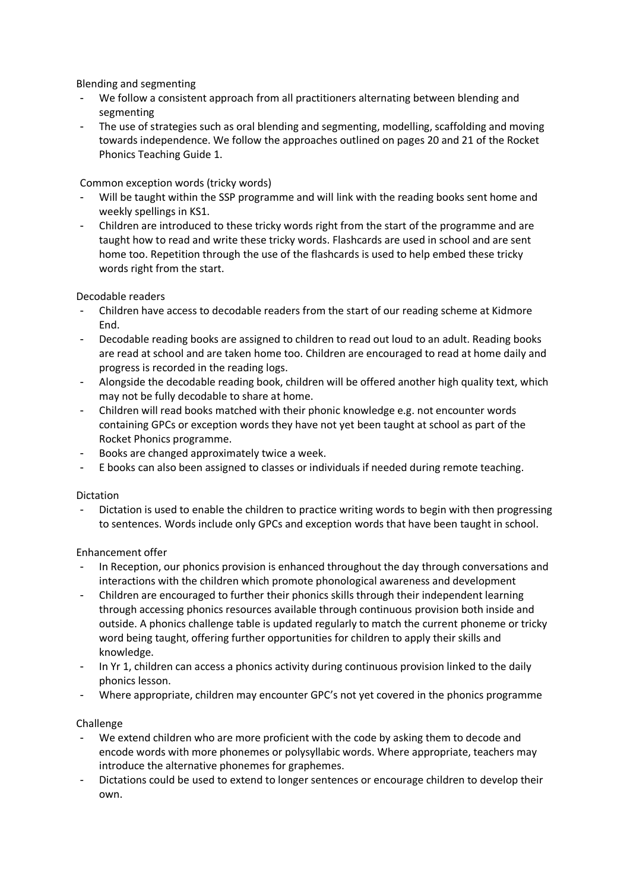Blending and segmenting

- We follow a consistent approach from all practitioners alternating between blending and segmenting
- The use of strategies such as oral blending and segmenting, modelling, scaffolding and moving towards independence. We follow the approaches outlined on pages 20 and 21 of the Rocket Phonics Teaching Guide 1.

Common exception words (tricky words)

- Will be taught within the SSP programme and will link with the reading books sent home and weekly spellings in KS1.
- Children are introduced to these tricky words right from the start of the programme and are taught how to read and write these tricky words. Flashcards are used in school and are sent home too. Repetition through the use of the flashcards is used to help embed these tricky words right from the start.

Decodable readers

- Children have access to decodable readers from the start of our reading scheme at Kidmore End.
- Decodable reading books are assigned to children to read out loud to an adult. Reading books are read at school and are taken home too. Children are encouraged to read at home daily and progress is recorded in the reading logs.
- Alongside the decodable reading book, children will be offered another high quality text, which may not be fully decodable to share at home.
- Children will read books matched with their phonic knowledge e.g. not encounter words containing GPCs or exception words they have not yet been taught at school as part of the Rocket Phonics programme.
- Books are changed approximately twice a week.
- E books can also been assigned to classes or individuals if needed during remote teaching.

Dictation

- Dictation is used to enable the children to practice writing words to begin with then progressing to sentences. Words include only GPCs and exception words that have been taught in school.

Enhancement offer

- In Reception, our phonics provision is enhanced throughout the day through conversations and interactions with the children which promote phonological awareness and development
- Children are encouraged to further their phonics skills through their independent learning through accessing phonics resources available through continuous provision both inside and outside. A phonics challenge table is updated regularly to match the current phoneme or tricky word being taught, offering further opportunities for children to apply their skills and knowledge.
- In Yr 1, children can access a phonics activity during continuous provision linked to the daily phonics lesson.
- Where appropriate, children may encounter GPC's not yet covered in the phonics programme

Challenge

- We extend children who are more proficient with the code by asking them to decode and encode words with more phonemes or polysyllabic words. Where appropriate, teachers may introduce the alternative phonemes for graphemes.
- Dictations could be used to extend to longer sentences or encourage children to develop their own.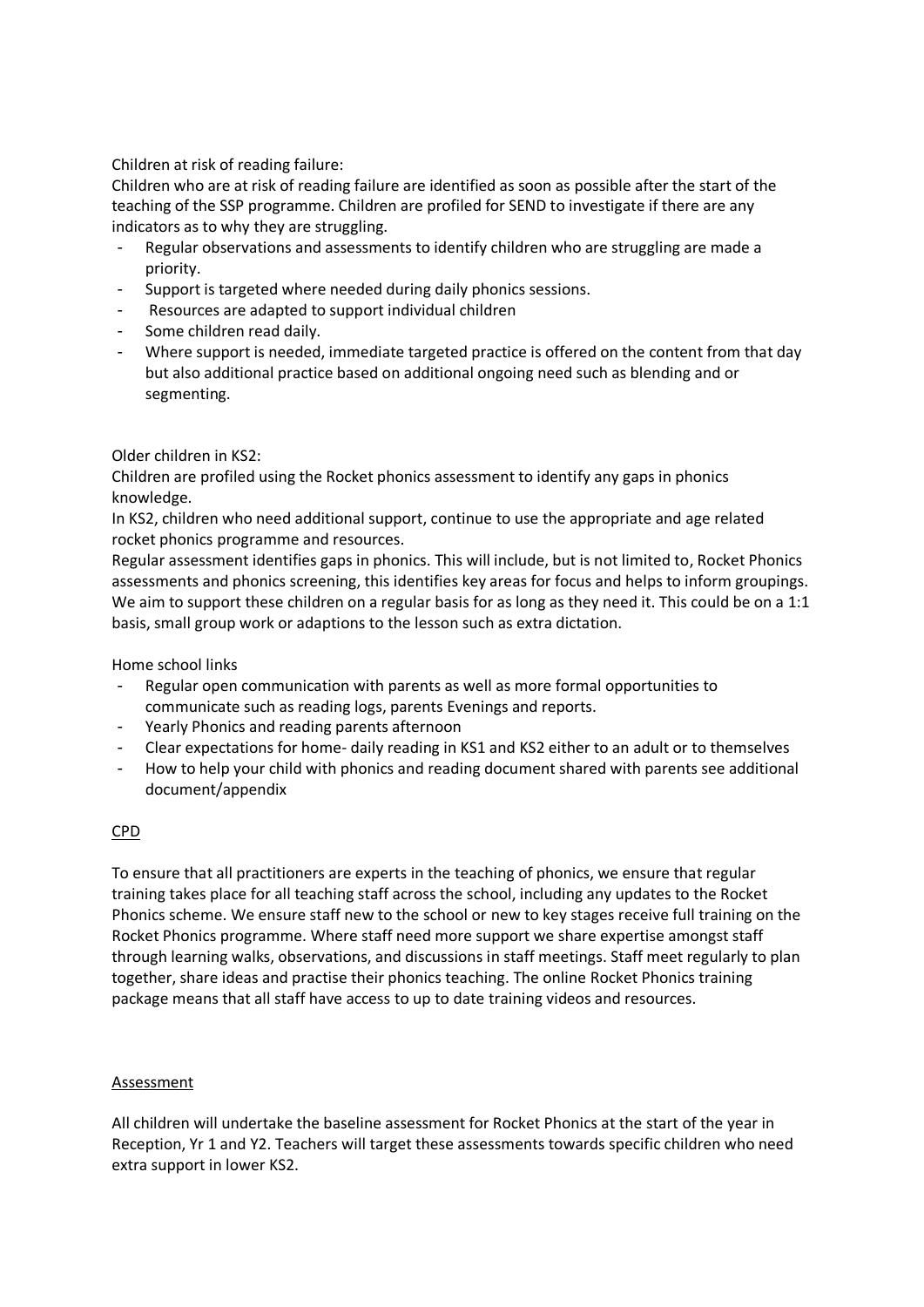Children at risk of reading failure:

Children who are at risk of reading failure are identified as soon as possible after the start of the teaching of the SSP programme. Children are profiled for SEND to investigate if there are any indicators as to why they are struggling.

- Regular observations and assessments to identify children who are struggling are made a priority.
- Support is targeted where needed during daily phonics sessions.
- Resources are adapted to support individual children
- Some children read daily.
- Where support is needed, immediate targeted practice is offered on the content from that day but also additional practice based on additional ongoing need such as blending and or segmenting.

Older children in KS2:

Children are profiled using the Rocket phonics assessment to identify any gaps in phonics knowledge.

In KS2, children who need additional support, continue to use the appropriate and age related rocket phonics programme and resources.

Regular assessment identifies gaps in phonics. This will include, but is not limited to, Rocket Phonics assessments and phonics screening, this identifies key areas for focus and helps to inform groupings. We aim to support these children on a regular basis for as long as they need it. This could be on a 1:1 basis, small group work or adaptions to the lesson such as extra dictation.

Home school links

- Regular open communication with parents as well as more formal opportunities to communicate such as reading logs, parents Evenings and reports.
- Yearly Phonics and reading parents afternoon
- Clear expectations for home- daily reading in KS1 and KS2 either to an adult or to themselves
- How to help your child with phonics and reading document shared with parents see additional document/appendix

## CPD

To ensure that all practitioners are experts in the teaching of phonics, we ensure that regular training takes place for all teaching staff across the school, including any updates to the Rocket Phonics scheme. We ensure staff new to the school or new to key stages receive full training on the Rocket Phonics programme. Where staff need more support we share expertise amongst staff through learning walks, observations, and discussions in staff meetings. Staff meet regularly to plan together, share ideas and practise their phonics teaching. The online Rocket Phonics training package means that all staff have access to up to date training videos and resources.

## Assessment

All children will undertake the baseline assessment for Rocket Phonics at the start of the year in Reception, Yr 1 and Y2. Teachers will target these assessments towards specific children who need extra support in lower KS2.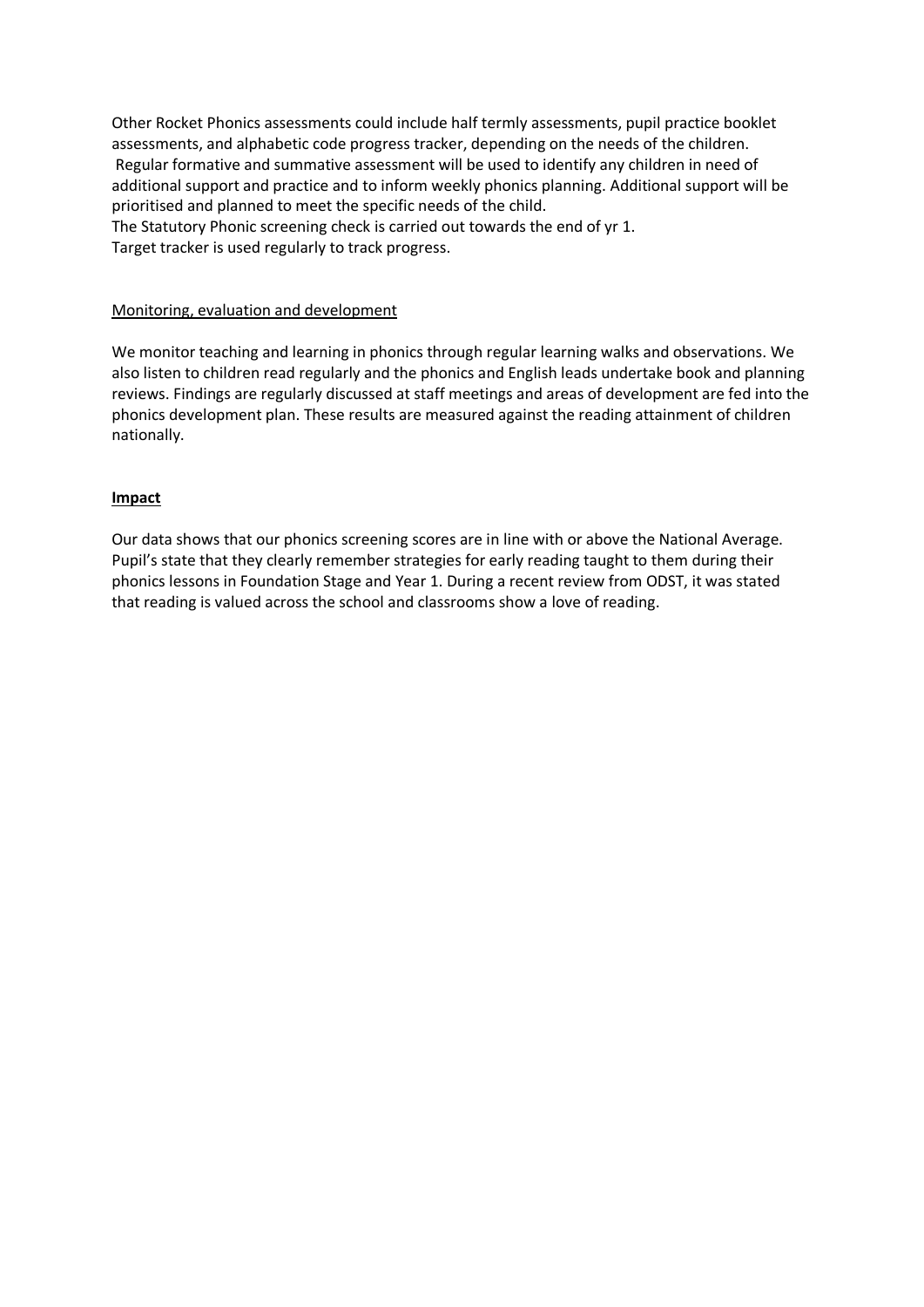Other Rocket Phonics assessments could include half termly assessments, pupil practice booklet assessments, and alphabetic code progress tracker, depending on the needs of the children.
Regular formative and summative assessment will be used to identify any children in need of additional support and practice and to inform weekly phonics planning. Additional support will be prioritised and planned to meet the specific needs of the child.
The Statutory Phonic screening check is carried out towards the end of yr 1.
Target tracker is used regularly to track progress.

Monitoring, evaluation and development

We monitor teaching and learning in phonics through regular learning walks and observations. We also listen to children read regularly and the phonics and English leads undertake book and planning reviews. Findings are regularly discussed at staff meetings and areas of development are fed into the phonics development plan. These results are measured against the reading attainment of children nationally.

**Impact**

Our data shows that our phonics screening scores are in line with or above the National Average. Pupil's state that they clearly remember strategies for early reading taught to them during their phonics lessons in Foundation Stage and Year 1. During a recent review from ODST, it was stated that reading is valued across the school and classrooms show a love of reading.